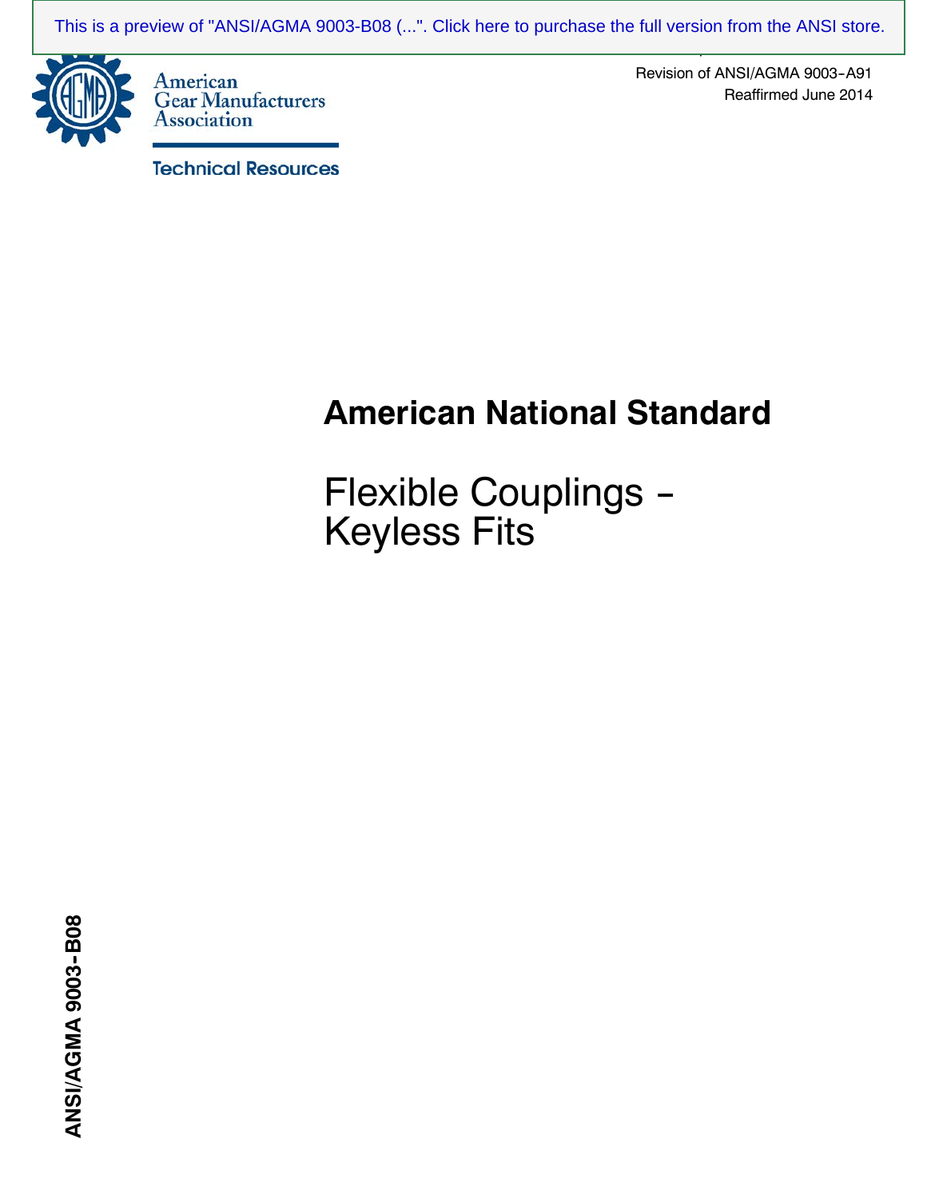This is a preview of "ANSI/AGMA 9003-B08 (...". Click here to purchase the full version from the ANSI store.

American Gear Manufacturers Association

Technical Resources

Revision of ANSI/AGMA 9003-A91

Reaffirmed June 2014

# American National Standard

## Flexible Couplings – Keyless Fits

ANSI/AGMA 9003-B08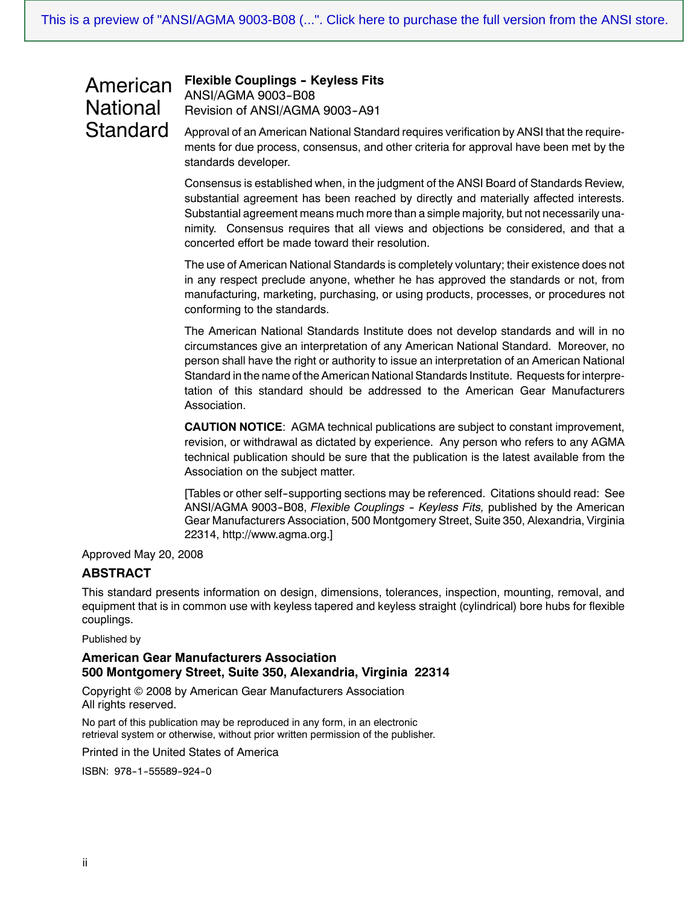# American National Standard

**Flexible Couplings - Keyless Fits**
ANSI/AGMA 9003-B08
Revision of ANSI/AGMA 9003-A91

Approval of an American National Standard requires verification by ANSI that the requirements for due process, consensus, and other criteria for approval have been met by the standards developer.

Consensus is established when, in the judgment of the ANSI Board of Standards Review, substantial agreement has been reached by directly and materially affected interests. Substantial agreement means much more than a simple majority, but not necessarily unanimity. Consensus requires that all views and objections be considered, and that a concerted effort be made toward their resolution.

The use of American National Standards is completely voluntary; their existence does not in any respect preclude anyone, whether he has approved the standards or not, from manufacturing, marketing, purchasing, or using products, processes, or procedures not conforming to the standards.

The American National Standards Institute does not develop standards and will in no circumstances give an interpretation of any American National Standard. Moreover, no person shall have the right or authority to issue an interpretation of an American National Standard in the name of the American National Standards Institute. Requests for interpretation of this standard should be addressed to the American Gear Manufacturers Association.

**CAUTION NOTICE**: AGMA technical publications are subject to constant improvement, revision, or withdrawal as dictated by experience. Any person who refers to any AGMA technical publication should be sure that the publication is the latest available from the Association on the subject matter.

[Tables or other self-supporting sections may be referenced. Citations should read: See ANSI/AGMA 9003-B08, *Flexible Couplings - Keyless Fits,* published by the American Gear Manufacturers Association, 500 Montgomery Street, Suite 350, Alexandria, Virginia 22314, http://www.agma.org.]

Approved May 20, 2008

## ABSTRACT

This standard presents information on design, dimensions, tolerances, inspection, mounting, removal, and equipment that is in common use with keyless tapered and keyless straight (cylindrical) bore hubs for flexible couplings.

Published by

**American Gear Manufacturers Association**
**500 Montgomery Street, Suite 350, Alexandria, Virginia 22314**

Copyright © 2008 by American Gear Manufacturers Association
All rights reserved.

No part of this publication may be reproduced in any form, in an electronic retrieval system or otherwise, without prior written permission of the publisher.

Printed in the United States of America

ISBN: 978-1-55589-924-0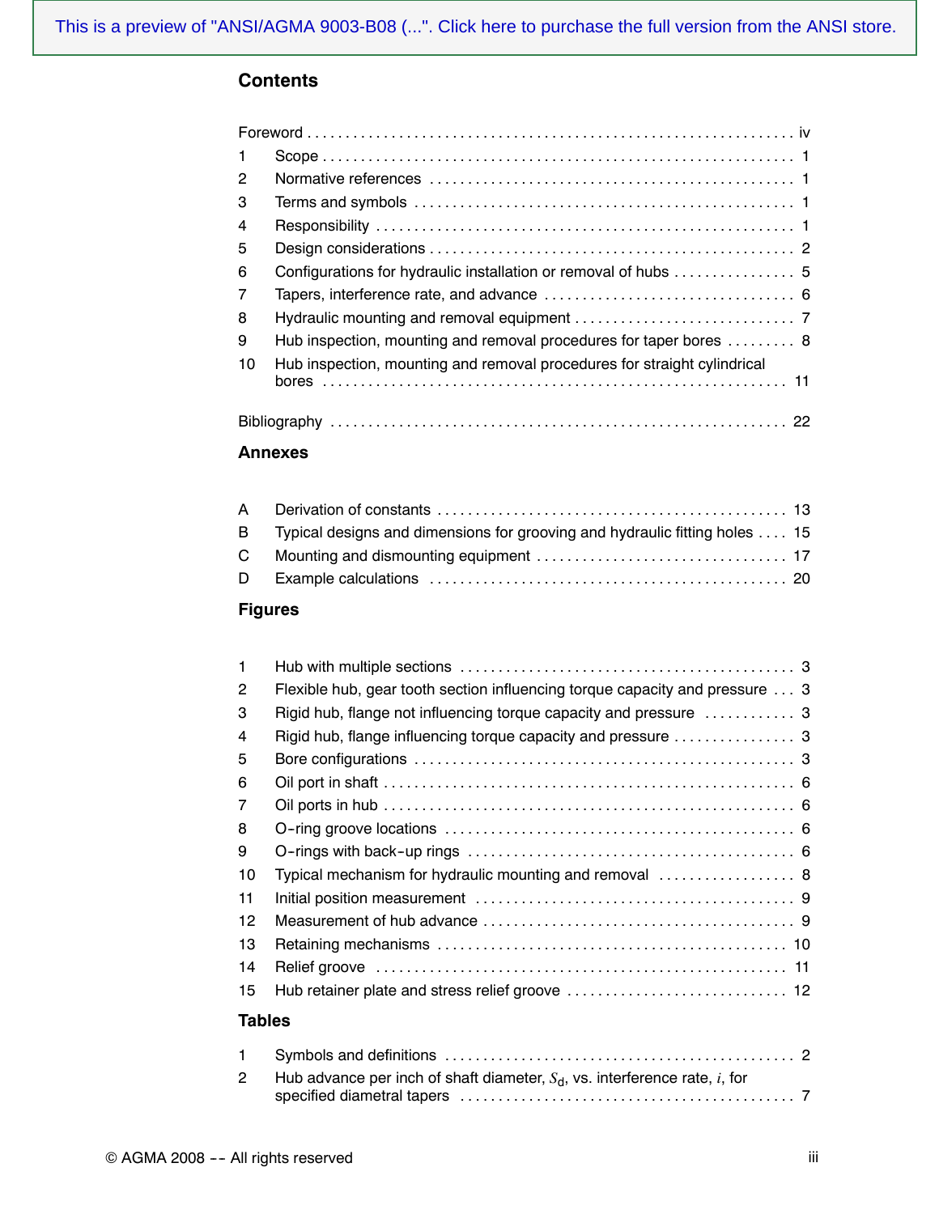## Contents

Foreword . . . . . . . . . . . . . . . . . . . . . . . . . . . . . . . . . . . . . . . . . . . . . . . . . . . . . . . . . . . . . . . iv

1 Scope . . . . . . . . . . . . . . . . . . . . . . . . . . . . . . . . . . . . . . . . . . . . . . . . . . . . . . . . . . . . . 1
2 Normative references . . . . . . . . . . . . . . . . . . . . . . . . . . . . . . . . . . . . . . . . . . . . . . . 1
3 Terms and symbols . . . . . . . . . . . . . . . . . . . . . . . . . . . . . . . . . . . . . . . . . . . . . . . . . 1
4 Responsibility . . . . . . . . . . . . . . . . . . . . . . . . . . . . . . . . . . . . . . . . . . . . . . . . . . . . . 1
5 Design considerations . . . . . . . . . . . . . . . . . . . . . . . . . . . . . . . . . . . . . . . . . . . . . . . 2
6 Configurations for hydraulic installation or removal of hubs . . . . . . . . . . . . . . . . 5
7 Tapers, interference rate, and advance . . . . . . . . . . . . . . . . . . . . . . . . . . . . . . . . 6
8 Hydraulic mounting and removal equipment . . . . . . . . . . . . . . . . . . . . . . . . . . . . 7
9 Hub inspection, mounting and removal procedures for taper bores . . . . . . . . . 8
10 Hub inspection, mounting and removal procedures for straight cylindrical bores . . . . . . . . . . . . . . . . . . . . . . . . . . . . . . . . . . . . . . . . . . . . . . . . . . . . . . . . . . . . . 11

Bibliography . . . . . . . . . . . . . . . . . . . . . . . . . . . . . . . . . . . . . . . . . . . . . . . . . . . . . . . . . . . 22

### Annexes

A Derivation of constants . . . . . . . . . . . . . . . . . . . . . . . . . . . . . . . . . . . . . . . . . . . . . 13
B Typical designs and dimensions for grooving and hydraulic fitting holes . . . . 15
C Mounting and dismounting equipment . . . . . . . . . . . . . . . . . . . . . . . . . . . . . . . . 17
D Example calculations . . . . . . . . . . . . . . . . . . . . . . . . . . . . . . . . . . . . . . . . . . . . . . 20

### Figures

1 Hub with multiple sections . . . . . . . . . . . . . . . . . . . . . . . . . . . . . . . . . . . . . . . . . . 3
2 Flexible hub, gear tooth section influencing torque capacity and pressure . . . 3
3 Rigid hub, flange not influencing torque capacity and pressure . . . . . . . . . . . . 3
4 Rigid hub, flange influencing torque capacity and pressure . . . . . . . . . . . . . . . . 3
5 Bore configurations . . . . . . . . . . . . . . . . . . . . . . . . . . . . . . . . . . . . . . . . . . . . . . . . . 3
6 Oil port in shaft . . . . . . . . . . . . . . . . . . . . . . . . . . . . . . . . . . . . . . . . . . . . . . . . . . . . 6
7 Oil ports in hub . . . . . . . . . . . . . . . . . . . . . . . . . . . . . . . . . . . . . . . . . . . . . . . . . . . . 6
8 O-ring groove locations . . . . . . . . . . . . . . . . . . . . . . . . . . . . . . . . . . . . . . . . . . . . . 6
9 O-rings with back-up rings . . . . . . . . . . . . . . . . . . . . . . . . . . . . . . . . . . . . . . . . . . 6
10 Typical mechanism for hydraulic mounting and removal . . . . . . . . . . . . . . . . . 8
11 Initial position measurement . . . . . . . . . . . . . . . . . . . . . . . . . . . . . . . . . . . . . . . . 9
12 Measurement of hub advance . . . . . . . . . . . . . . . . . . . . . . . . . . . . . . . . . . . . . . . 9
13 Retaining mechanisms . . . . . . . . . . . . . . . . . . . . . . . . . . . . . . . . . . . . . . . . . . . . . 10
14 Relief groove . . . . . . . . . . . . . . . . . . . . . . . . . . . . . . . . . . . . . . . . . . . . . . . . . . . . . 11
15 Hub retainer plate and stress relief groove . . . . . . . . . . . . . . . . . . . . . . . . . . . . 12

### Tables

1 Symbols and definitions . . . . . . . . . . . . . . . . . . . . . . . . . . . . . . . . . . . . . . . . . . . . 2
2 Hub advance per inch of shaft diameter, $S_d$, vs. interference rate, $i$, for specified diametral tapers . . . . . . . . . . . . . . . . . . . . . . . . . . . . . . . . . . . . . . . . . . . 7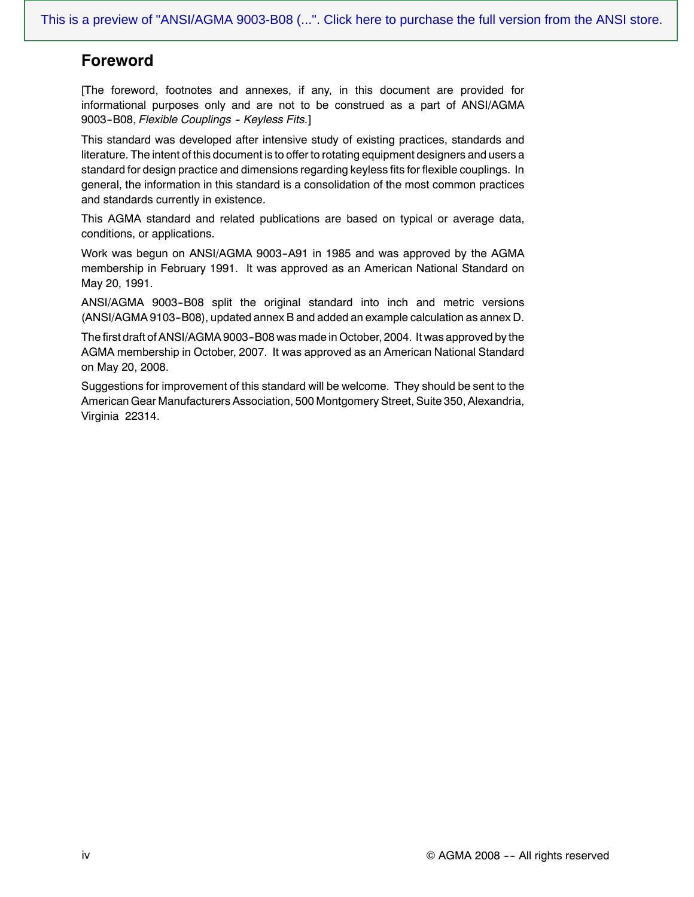## Foreword

[The foreword, footnotes and annexes, if any, in this document are provided for informational purposes only and are not to be construed as a part of ANSI/AGMA 9003-B08, *Flexible Couplings - Keyless Fits.*]

This standard was developed after intensive study of existing practices, standards and literature. The intent of this document is to offer to rotating equipment designers and users a standard for design practice and dimensions regarding keyless fits for flexible couplings. In general, the information in this standard is a consolidation of the most common practices and standards currently in existence.

This AGMA standard and related publications are based on typical or average data, conditions, or applications.

Work was begun on ANSI/AGMA 9003-A91 in 1985 and was approved by the AGMA membership in February 1991. It was approved as an American National Standard on May 20, 1991.

ANSI/AGMA 9003-B08 split the original standard into inch and metric versions (ANSI/AGMA 9103-B08), updated annex B and added an example calculation as annex D.

The first draft of ANSI/AGMA 9003-B08 was made in October, 2004. It was approved by the AGMA membership in October, 2007. It was approved as an American National Standard on May 20, 2008.

Suggestions for improvement of this standard will be welcome. They should be sent to the American Gear Manufacturers Association, 500 Montgomery Street, Suite 350, Alexandria, Virginia 22314.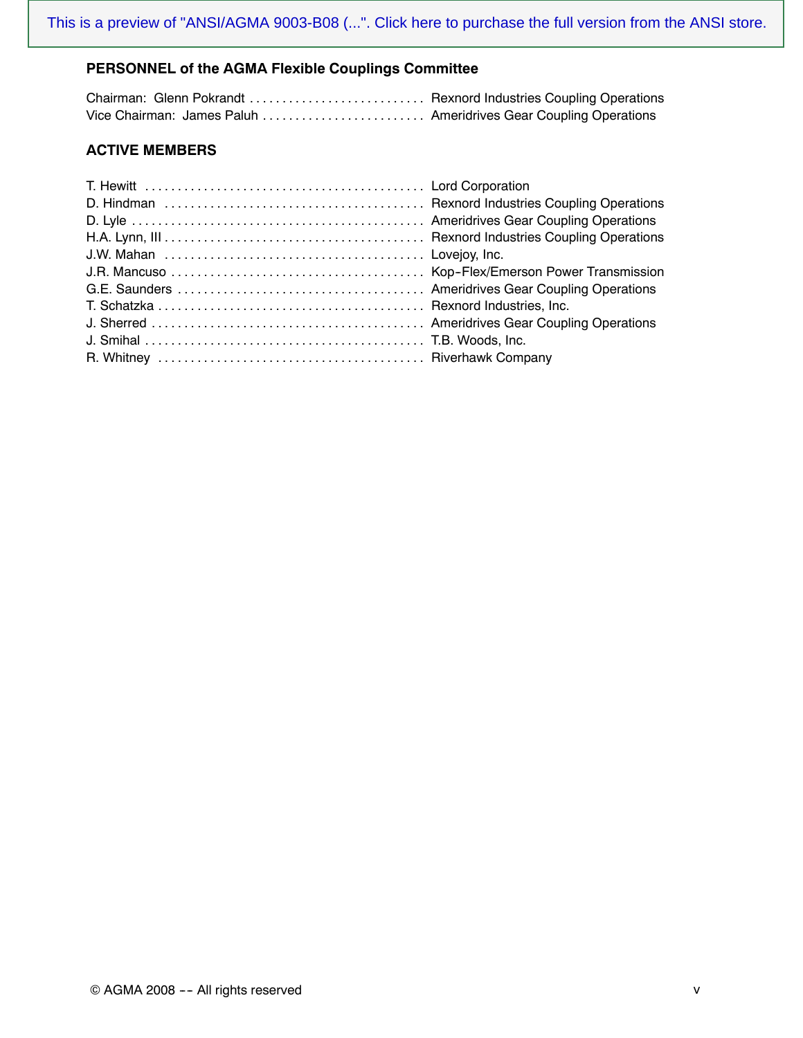**PERSONNEL of the AGMA Flexible Couplings Committee**

Chairman: Glenn Pokrandt . . . . . . . . . . . . . . . . . . . . . . . . . . . Rexnord Industries Coupling Operations
Vice Chairman: James Paluh . . . . . . . . . . . . . . . . . . . . . . . . . Ameridrives Gear Coupling Operations

**ACTIVE MEMBERS**

T. Hewitt . . . . . . . . . . . . . . . . . . . . . . . . . . . . . . . . . . . . . . . . . . . Lord Corporation
D. Hindman . . . . . . . . . . . . . . . . . . . . . . . . . . . . . . . . . . . . . . . . Rexnord Industries Coupling Operations
D. Lyle . . . . . . . . . . . . . . . . . . . . . . . . . . . . . . . . . . . . . . . . . . . . . Ameridrives Gear Coupling Operations
H.A. Lynn, III . . . . . . . . . . . . . . . . . . . . . . . . . . . . . . . . . . . . . . . . Rexnord Industries Coupling Operations
J.W. Mahan . . . . . . . . . . . . . . . . . . . . . . . . . . . . . . . . . . . . . . . . Lovejoy, Inc.
J.R. Mancuso . . . . . . . . . . . . . . . . . . . . . . . . . . . . . . . . . . . . . . . Kop-Flex/Emerson Power Transmission
G.E. Saunders . . . . . . . . . . . . . . . . . . . . . . . . . . . . . . . . . . . . . . Ameridrives Gear Coupling Operations
T. Schatzka . . . . . . . . . . . . . . . . . . . . . . . . . . . . . . . . . . . . . . . . . Rexnord Industries, Inc.
J. Sherred . . . . . . . . . . . . . . . . . . . . . . . . . . . . . . . . . . . . . . . . . . Ameridrives Gear Coupling Operations
J. Smihal . . . . . . . . . . . . . . . . . . . . . . . . . . . . . . . . . . . . . . . . . . . T.B. Woods, Inc.
R. Whitney . . . . . . . . . . . . . . . . . . . . . . . . . . . . . . . . . . . . . . . . . Riverhawk Company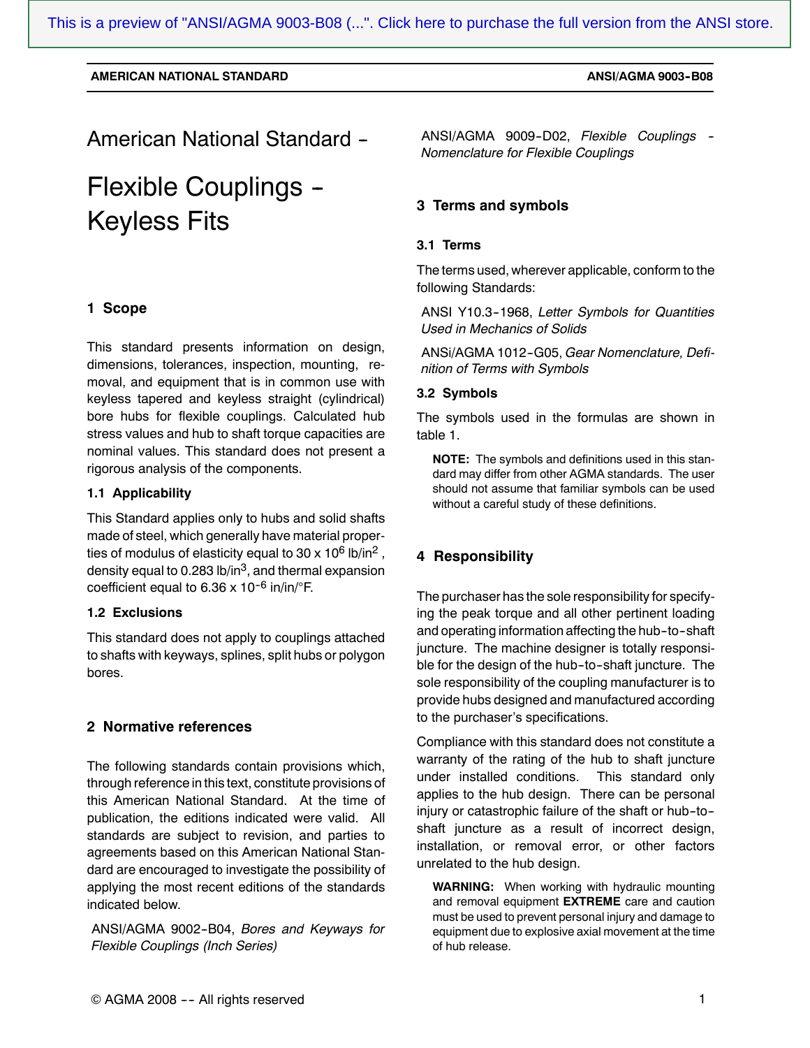# American National Standard –

# Flexible Couplings – Keyless Fits

## 1 Scope

This standard presents information on design, dimensions, tolerances, inspection, mounting, removal, and equipment that is in common use with keyless tapered and keyless straight (cylindrical) bore hubs for flexible couplings. Calculated hub stress values and hub to shaft torque capacities are nominal values. This standard does not present a rigorous analysis of the components.

### 1.1 Applicability

This Standard applies only to hubs and solid shafts made of steel, which generally have material properties of modulus of elasticity equal to 30 x $10^6$ lb/in$^2$, density equal to 0.283 lb/in$^3$, and thermal expansion coefficient equal to 6.36 x $10^{-6}$ in/in/°F.

### 1.2 Exclusions

This standard does not apply to couplings attached to shafts with keyways, splines, split hubs or polygon bores.

## 2 Normative references

The following standards contain provisions which, through reference in this text, constitute provisions of this American National Standard. At the time of publication, the editions indicated were valid. All standards are subject to revision, and parties to agreements based on this American National Standard are encouraged to investigate the possibility of applying the most recent editions of the standards indicated below.

ANSI/AGMA 9002-B04, *Bores and Keyways for Flexible Couplings (Inch Series)*

ANSI/AGMA 9009-D02, *Flexible Couplings - Nomenclature for Flexible Couplings*

## 3 Terms and symbols

### 3.1 Terms

The terms used, wherever applicable, conform to the following Standards:

ANSI Y10.3-1968, *Letter Symbols for Quantities Used in Mechanics of Solids*

ANSi/AGMA 1012-G05, *Gear Nomenclature, Definition of Terms with Symbols*

### 3.2 Symbols

The symbols used in the formulas are shown in table 1.

**NOTE:** The symbols and definitions used in this standard may differ from other AGMA standards. The user should not assume that familiar symbols can be used without a careful study of these definitions.

## 4 Responsibility

The purchaser has the sole responsibility for specifying the peak torque and all other pertinent loading and operating information affecting the hub-to-shaft juncture. The machine designer is totally responsible for the design of the hub-to-shaft juncture. The sole responsibility of the coupling manufacturer is to provide hubs designed and manufactured according to the purchaser's specifications.

Compliance with this standard does not constitute a warranty of the rating of the hub to shaft juncture under installed conditions. This standard only applies to the hub design. There can be personal injury or catastrophic failure of the shaft or hub-to-shaft juncture as a result of incorrect design, installation, or removal error, or other factors unrelated to the hub design.

**WARNING:** When working with hydraulic mounting and removal equipment **EXTREME** care and caution must be used to prevent personal injury and damage to equipment due to explosive axial movement at the time of hub release.